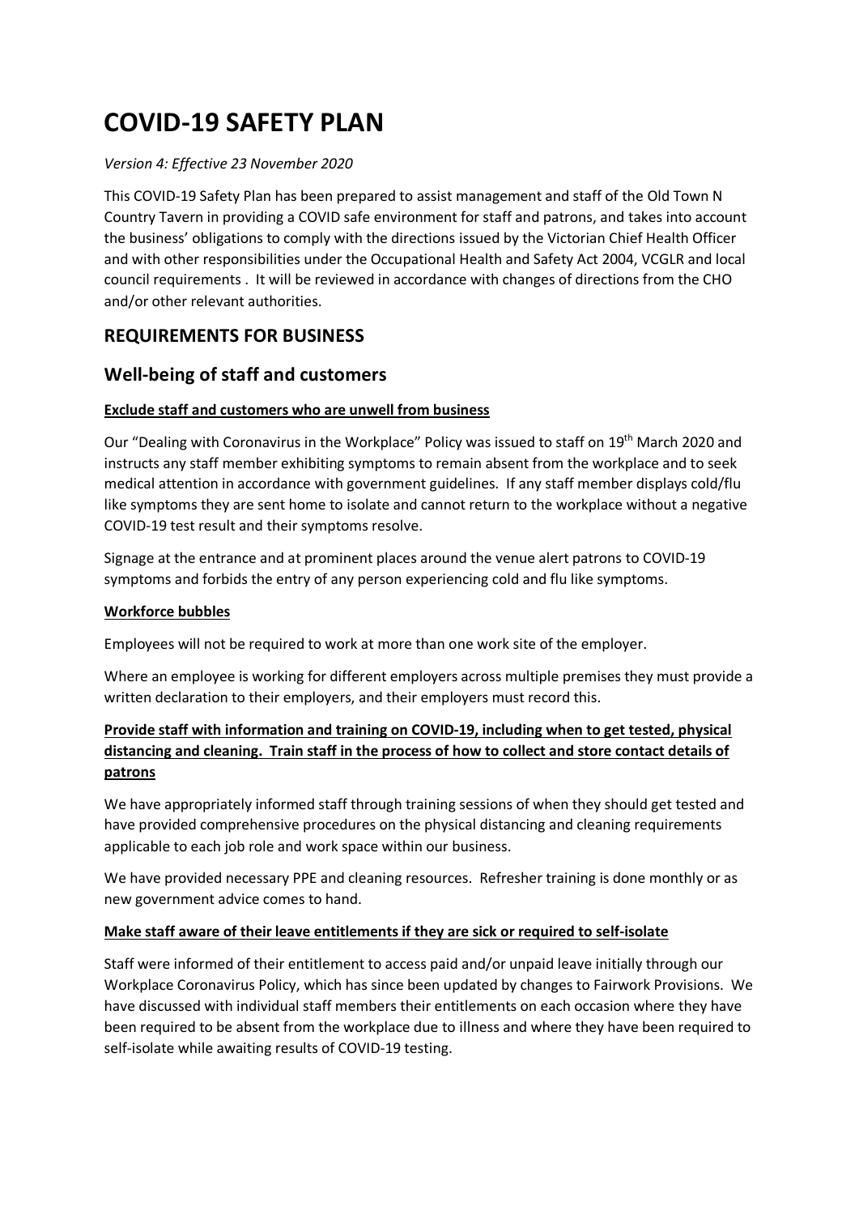# COVID-19 SAFETY PLAN

*Version 4: Effective 23 November 2020*

This COVID-19 Safety Plan has been prepared to assist management and staff of the Old Town N Country Tavern in providing a COVID safe environment for staff and patrons, and takes into account the business' obligations to comply with the directions issued by the Victorian Chief Health Officer and with other responsibilities under the Occupational Health and Safety Act 2004, VCGLR and local council requirements . It will be reviewed in accordance with changes of directions from the CHO and/or other relevant authorities.

## REQUIREMENTS FOR BUSINESS

## Well-being of staff and customers

**Exclude staff and customers who are unwell from business**

Our "Dealing with Coronavirus in the Workplace" Policy was issued to staff on 19th March 2020 and instructs any staff member exhibiting symptoms to remain absent from the workplace and to seek medical attention in accordance with government guidelines. If any staff member displays cold/flu like symptoms they are sent home to isolate and cannot return to the workplace without a negative COVID-19 test result and their symptoms resolve.

Signage at the entrance and at prominent places around the venue alert patrons to COVID-19 symptoms and forbids the entry of any person experiencing cold and flu like symptoms.

**Workforce bubbles**

Employees will not be required to work at more than one work site of the employer.

Where an employee is working for different employers across multiple premises they must provide a written declaration to their employers, and their employers must record this.

**Provide staff with information and training on COVID-19, including when to get tested, physical distancing and cleaning. Train staff in the process of how to collect and store contact details of patrons**

We have appropriately informed staff through training sessions of when they should get tested and have provided comprehensive procedures on the physical distancing and cleaning requirements applicable to each job role and work space within our business.

We have provided necessary PPE and cleaning resources. Refresher training is done monthly or as new government advice comes to hand.

**Make staff aware of their leave entitlements if they are sick or required to self-isolate**

Staff were informed of their entitlement to access paid and/or unpaid leave initially through our Workplace Coronavirus Policy, which has since been updated by changes to Fairwork Provisions. We have discussed with individual staff members their entitlements on each occasion where they have been required to be absent from the workplace due to illness and where they have been required to self-isolate while awaiting results of COVID-19 testing.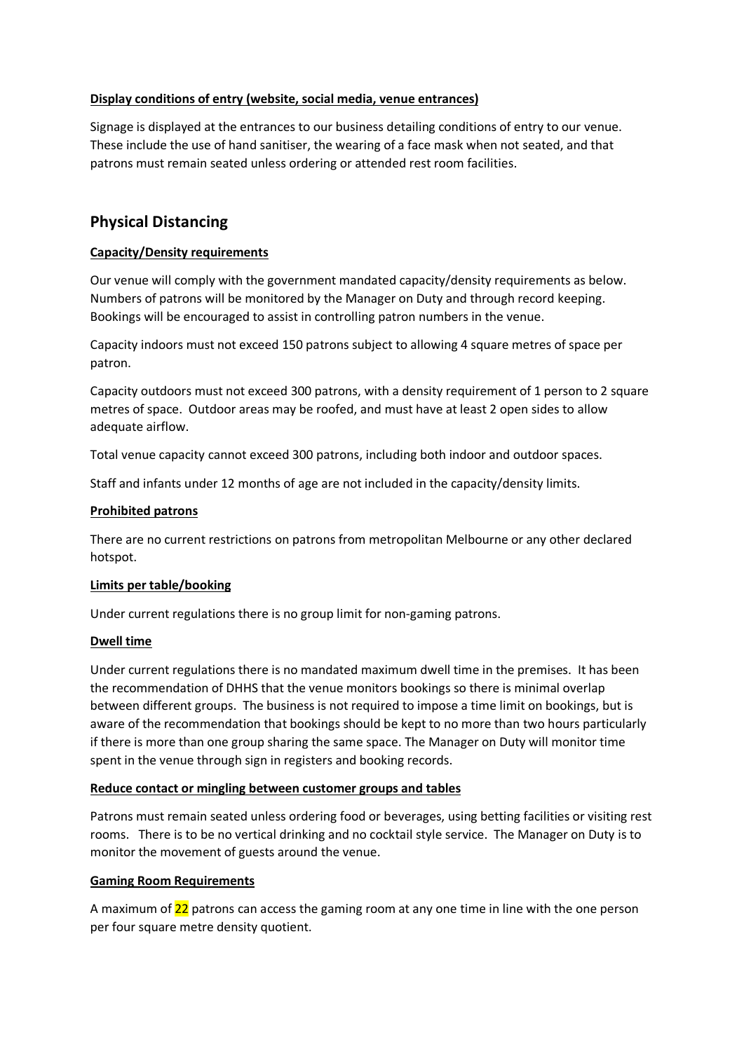**Display conditions of entry (website, social media, venue entrances)**

Signage is displayed at the entrances to our business detailing conditions of entry to our venue. These include the use of hand sanitiser, the wearing of a face mask when not seated, and that patrons must remain seated unless ordering or attended rest room facilities.

## Physical Distancing

**Capacity/Density requirements**

Our venue will comply with the government mandated capacity/density requirements as below. Numbers of patrons will be monitored by the Manager on Duty and through record keeping. Bookings will be encouraged to assist in controlling patron numbers in the venue.

Capacity indoors must not exceed 150 patrons subject to allowing 4 square metres of space per patron.

Capacity outdoors must not exceed 300 patrons, with a density requirement of 1 person to 2 square metres of space. Outdoor areas may be roofed, and must have at least 2 open sides to allow adequate airflow.

Total venue capacity cannot exceed 300 patrons, including both indoor and outdoor spaces.

Staff and infants under 12 months of age are not included in the capacity/density limits.

**Prohibited patrons**

There are no current restrictions on patrons from metropolitan Melbourne or any other declared hotspot.

**Limits per table/booking**

Under current regulations there is no group limit for non-gaming patrons.

**Dwell time**

Under current regulations there is no mandated maximum dwell time in the premises. It has been the recommendation of DHHS that the venue monitors bookings so there is minimal overlap between different groups. The business is not required to impose a time limit on bookings, but is aware of the recommendation that bookings should be kept to no more than two hours particularly if there is more than one group sharing the same space. The Manager on Duty will monitor time spent in the venue through sign in registers and booking records.

**Reduce contact or mingling between customer groups and tables**

Patrons must remain seated unless ordering food or beverages, using betting facilities or visiting rest rooms. There is to be no vertical drinking and no cocktail style service. The Manager on Duty is to monitor the movement of guests around the venue.

**Gaming Room Requirements**

A maximum of 22 patrons can access the gaming room at any one time in line with the one person per four square metre density quotient.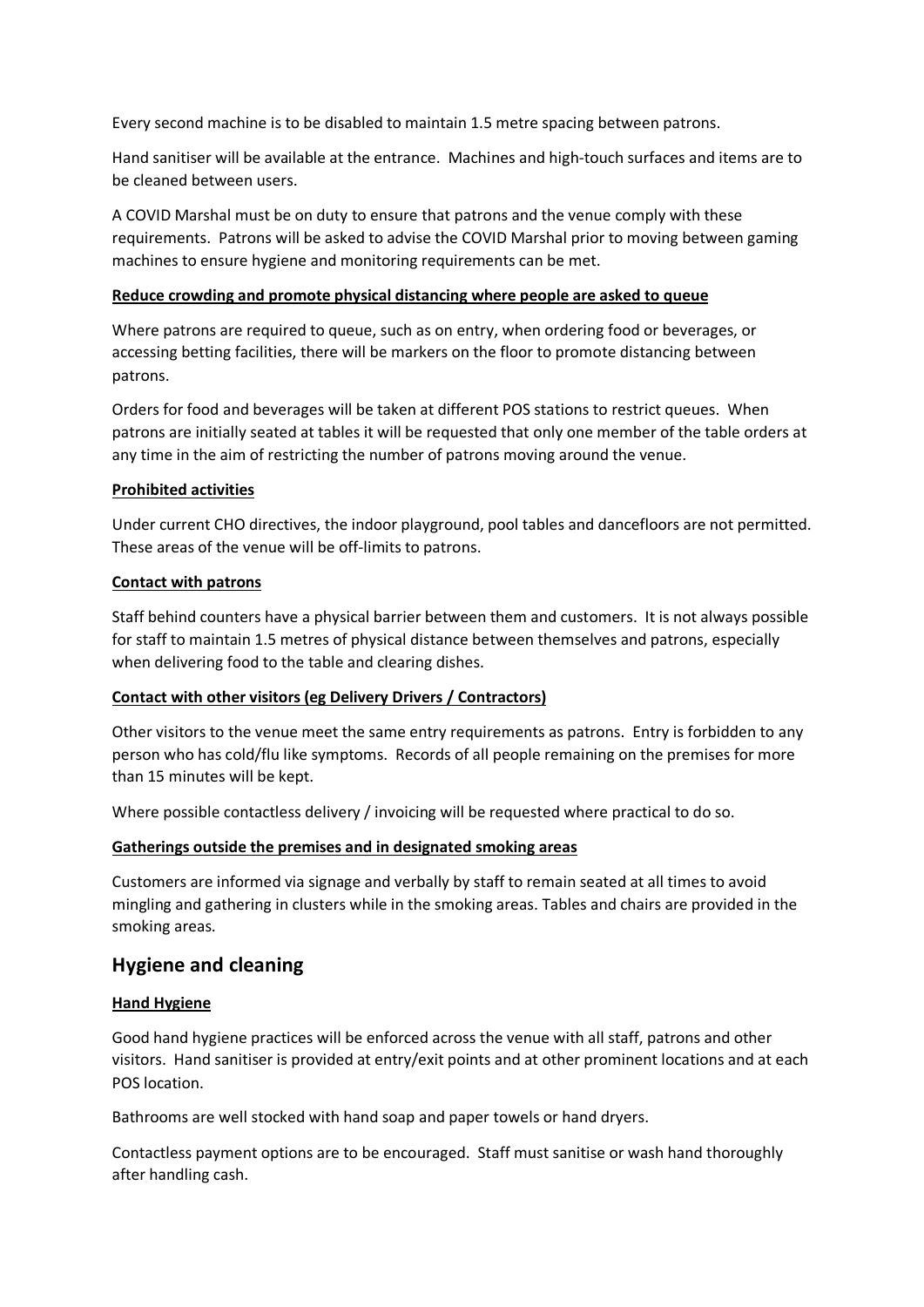Every second machine is to be disabled to maintain 1.5 metre spacing between patrons.

Hand sanitiser will be available at the entrance. Machines and high-touch surfaces and items are to be cleaned between users.

A COVID Marshal must be on duty to ensure that patrons and the venue comply with these requirements. Patrons will be asked to advise the COVID Marshal prior to moving between gaming machines to ensure hygiene and monitoring requirements can be met.

**Reduce crowding and promote physical distancing where people are asked to queue**

Where patrons are required to queue, such as on entry, when ordering food or beverages, or accessing betting facilities, there will be markers on the floor to promote distancing between patrons.

Orders for food and beverages will be taken at different POS stations to restrict queues. When patrons are initially seated at tables it will be requested that only one member of the table orders at any time in the aim of restricting the number of patrons moving around the venue.

**Prohibited activities**

Under current CHO directives, the indoor playground, pool tables and dancefloors are not permitted. These areas of the venue will be off-limits to patrons.

**Contact with patrons**

Staff behind counters have a physical barrier between them and customers. It is not always possible for staff to maintain 1.5 metres of physical distance between themselves and patrons, especially when delivering food to the table and clearing dishes.

**Contact with other visitors (eg Delivery Drivers / Contractors)**

Other visitors to the venue meet the same entry requirements as patrons. Entry is forbidden to any person who has cold/flu like symptoms. Records of all people remaining on the premises for more than 15 minutes will be kept.

Where possible contactless delivery / invoicing will be requested where practical to do so.

**Gatherings outside the premises and in designated smoking areas**

Customers are informed via signage and verbally by staff to remain seated at all times to avoid mingling and gathering in clusters while in the smoking areas. Tables and chairs are provided in the smoking areas.

## Hygiene and cleaning

**Hand Hygiene**

Good hand hygiene practices will be enforced across the venue with all staff, patrons and other visitors. Hand sanitiser is provided at entry/exit points and at other prominent locations and at each POS location.

Bathrooms are well stocked with hand soap and paper towels or hand dryers.

Contactless payment options are to be encouraged. Staff must sanitise or wash hand thoroughly after handling cash.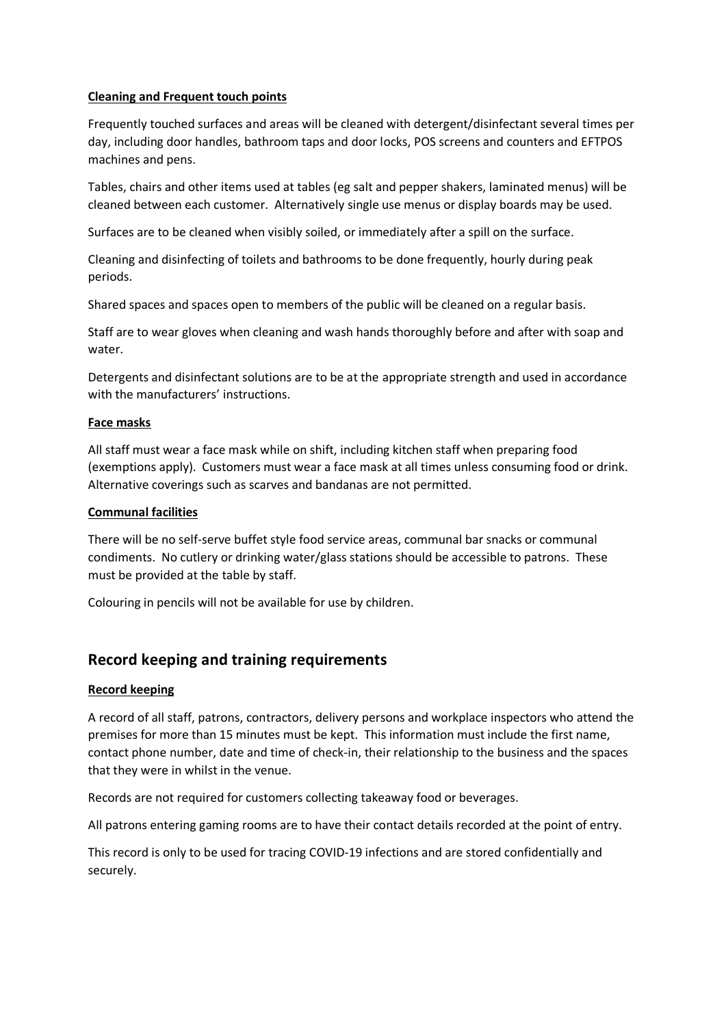**Cleaning and Frequent touch points**

Frequently touched surfaces and areas will be cleaned with detergent/disinfectant several times per day, including door handles, bathroom taps and door locks, POS screens and counters and EFTPOS machines and pens.

Tables, chairs and other items used at tables (eg salt and pepper shakers, laminated menus) will be cleaned between each customer. Alternatively single use menus or display boards may be used.

Surfaces are to be cleaned when visibly soiled, or immediately after a spill on the surface.

Cleaning and disinfecting of toilets and bathrooms to be done frequently, hourly during peak periods.

Shared spaces and spaces open to members of the public will be cleaned on a regular basis.

Staff are to wear gloves when cleaning and wash hands thoroughly before and after with soap and water.

Detergents and disinfectant solutions are to be at the appropriate strength and used in accordance with the manufacturers' instructions.

**Face masks**

All staff must wear a face mask while on shift, including kitchen staff when preparing food (exemptions apply). Customers must wear a face mask at all times unless consuming food or drink. Alternative coverings such as scarves and bandanas are not permitted.

**Communal facilities**

There will be no self-serve buffet style food service areas, communal bar snacks or communal condiments. No cutlery or drinking water/glass stations should be accessible to patrons. These must be provided at the table by staff.

Colouring in pencils will not be available for use by children.

## Record keeping and training requirements

**Record keeping**

A record of all staff, patrons, contractors, delivery persons and workplace inspectors who attend the premises for more than 15 minutes must be kept. This information must include the first name, contact phone number, date and time of check-in, their relationship to the business and the spaces that they were in whilst in the venue.

Records are not required for customers collecting takeaway food or beverages.

All patrons entering gaming rooms are to have their contact details recorded at the point of entry.

This record is only to be used for tracing COVID-19 infections and are stored confidentially and securely.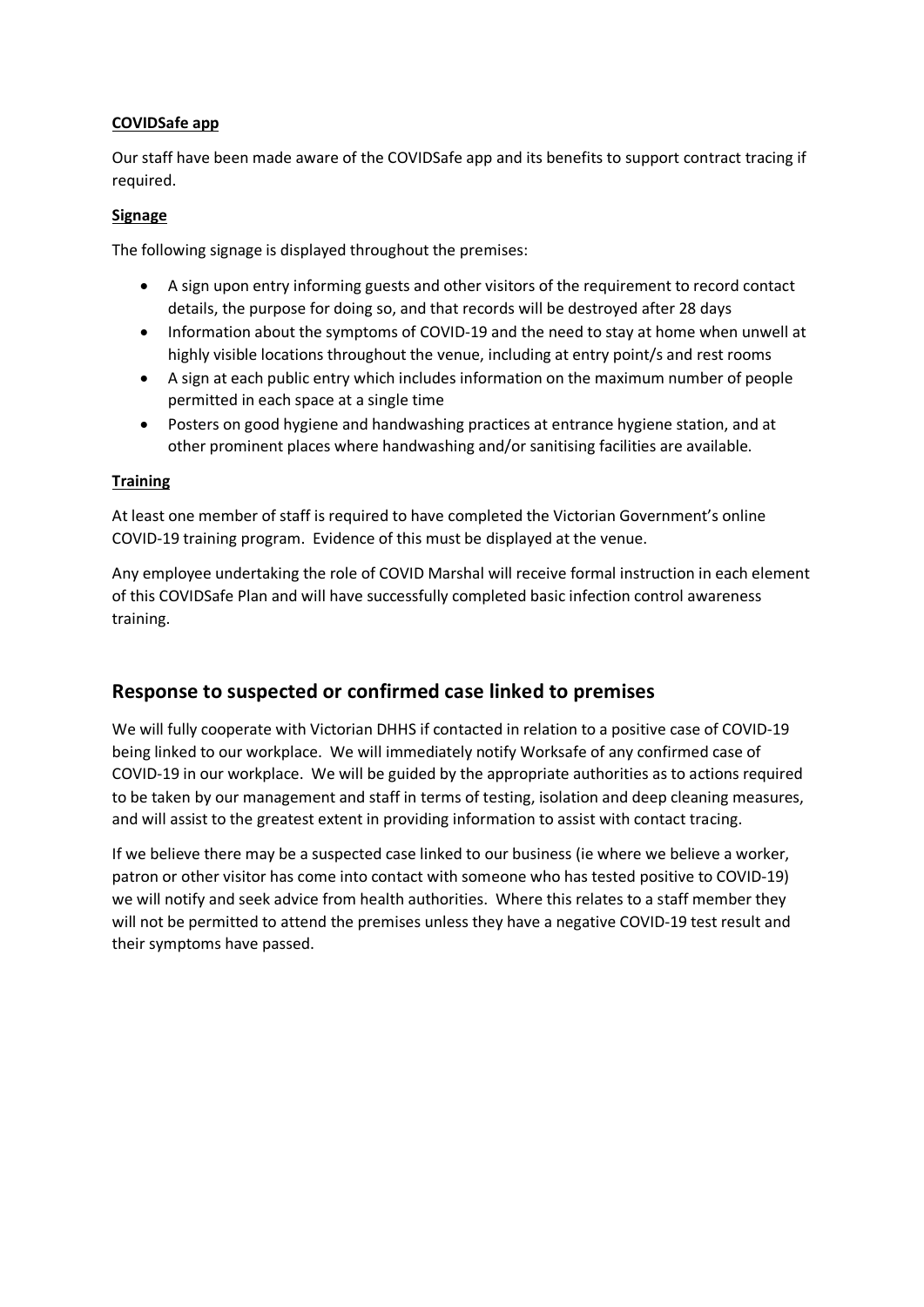**COVIDSafe app**

Our staff have been made aware of the COVIDSafe app and its benefits to support contract tracing if required.

**Signage**

The following signage is displayed throughout the premises:

- A sign upon entry informing guests and other visitors of the requirement to record contact details, the purpose for doing so, and that records will be destroyed after 28 days
- Information about the symptoms of COVID-19 and the need to stay at home when unwell at highly visible locations throughout the venue, including at entry point/s and rest rooms
- A sign at each public entry which includes information on the maximum number of people permitted in each space at a single time
- Posters on good hygiene and handwashing practices at entrance hygiene station, and at other prominent places where handwashing and/or sanitising facilities are available.

**Training**

At least one member of staff is required to have completed the Victorian Government's online COVID-19 training program. Evidence of this must be displayed at the venue.

Any employee undertaking the role of COVID Marshal will receive formal instruction in each element of this COVIDSafe Plan and will have successfully completed basic infection control awareness training.

## Response to suspected or confirmed case linked to premises

We will fully cooperate with Victorian DHHS if contacted in relation to a positive case of COVID-19 being linked to our workplace. We will immediately notify Worksafe of any confirmed case of COVID-19 in our workplace. We will be guided by the appropriate authorities as to actions required to be taken by our management and staff in terms of testing, isolation and deep cleaning measures, and will assist to the greatest extent in providing information to assist with contact tracing.

If we believe there may be a suspected case linked to our business (ie where we believe a worker, patron or other visitor has come into contact with someone who has tested positive to COVID-19) we will notify and seek advice from health authorities. Where this relates to a staff member they will not be permitted to attend the premises unless they have a negative COVID-19 test result and their symptoms have passed.